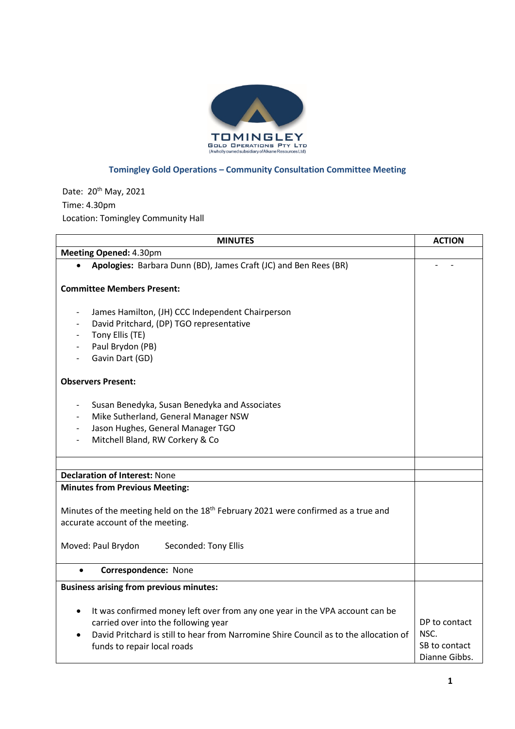TOMINGLEY
GOLD OPERATIONS PTY LTD
(A wholly owned subsidiary of Alkane Resources Ltd)

## Tomingley Gold Operations – Community Consultation Committee Meeting

Date: 20th May, 2021
Time: 4.30pm
Location: Tomingley Community Hall

| MINUTES | ACTION |
|---|---|
| **Meeting Opened:** 4.30pm | |
| • **Apologies:** Barbara Dunn (BD), James Craft (JC) and Ben Rees (BR)<br><br>**Committee Members Present:**<br><br>- James Hamilton, (JH) CCC Independent Chairperson<br>- David Pritchard, (DP) TGO representative<br>- Tony Ellis (TE)<br>- Paul Brydon (PB)<br>- Gavin Dart (GD)<br><br>**Observers Present:**<br><br>- Susan Benedyka, Susan Benedyka and Associates<br>- Mike Sutherland, General Manager NSW<br>- Jason Hughes, General Manager TGO<br>- Mitchell Bland, RW Corkery & Co | - - |
| | |
| **Declaration of Interest:** None | |
| **Minutes from Previous Meeting:**<br><br>Minutes of the meeting held on the 18th February 2021 were confirmed as a true and accurate account of the meeting.<br><br>Moved: Paul Brydon Seconded: Tony Ellis | |
| • **Correspondence:** None | |
| **Business arising from previous minutes:**<br><br>• It was confirmed money left over from any one year in the VPA account can be carried over into the following year<br>• David Pritchard is still to hear from Narromine Shire Council as to the allocation of funds to repair local roads | DP to contact NSC.<br>SB to contact Dianne Gibbs. |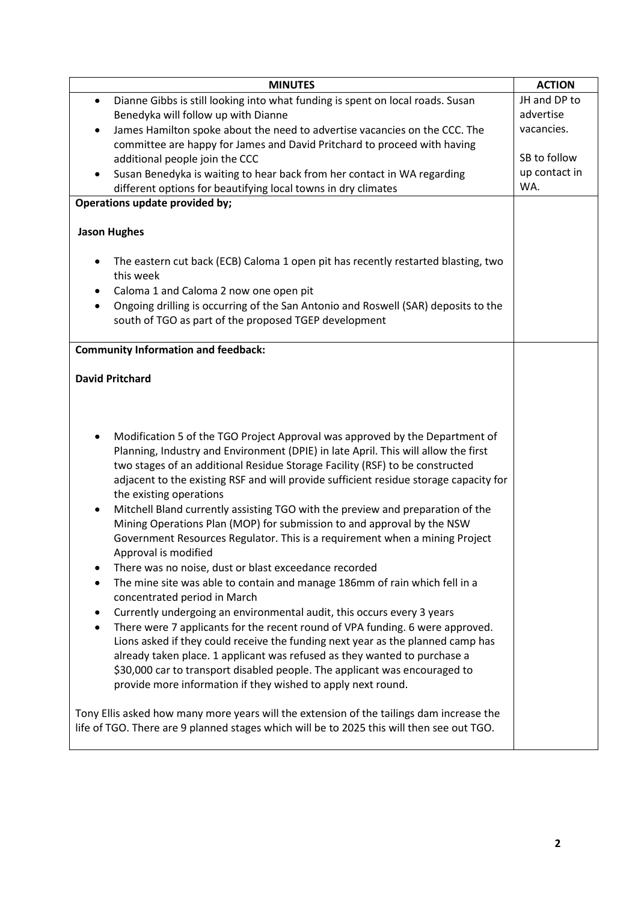| MINUTES | ACTION |
| --- | --- |
| • Dianne Gibbs is still looking into what funding is spent on local roads. Susan Benedyka will follow up with Dianne<br>• James Hamilton spoke about the need to advertise vacancies on the CCC. The committee are happy for James and David Pritchard to proceed with having additional people join the CCC<br>• Susan Benedyka is waiting to hear back from her contact in WA regarding different options for beautifying local towns in dry climates | JH and DP to advertise vacancies.<br><br>SB to follow up contact in WA. |
| **Operations update provided by;**<br><br>**Jason Hughes**<br><br>• The eastern cut back (ECB) Caloma 1 open pit has recently restarted blasting, two this week<br>• Caloma 1 and Caloma 2 now one open pit<br>• Ongoing drilling is occurring of the San Antonio and Roswell (SAR) deposits to the south of TGO as part of the proposed TGEP development | |
| **Community Information and feedback:**<br><br>**David Pritchard**<br><br>• Modification 5 of the TGO Project Approval was approved by the Department of Planning, Industry and Environment (DPIE) in late April. This will allow the first two stages of an additional Residue Storage Facility (RSF) to be constructed adjacent to the existing RSF and will provide sufficient residue storage capacity for the existing operations<br>• Mitchell Bland currently assisting TGO with the preview and preparation of the Mining Operations Plan (MOP) for submission to and approval by the NSW Government Resources Regulator. This is a requirement when a mining Project Approval is modified<br>• There was no noise, dust or blast exceedance recorded<br>• The mine site was able to contain and manage 186mm of rain which fell in a concentrated period in March<br>• Currently undergoing an environmental audit, this occurs every 3 years<br>• There were 7 applicants for the recent round of VPA funding. 6 were approved. Lions asked if they could receive the funding next year as the planned camp has already taken place. 1 applicant was refused as they wanted to purchase a $30,000 car to transport disabled people. The applicant was encouraged to provide more information if they wished to apply next round.<br><br>Tony Ellis asked how many more years will the extension of the tailings dam increase the life of TGO. There are 9 planned stages which will be to 2025 this will then see out TGO. | |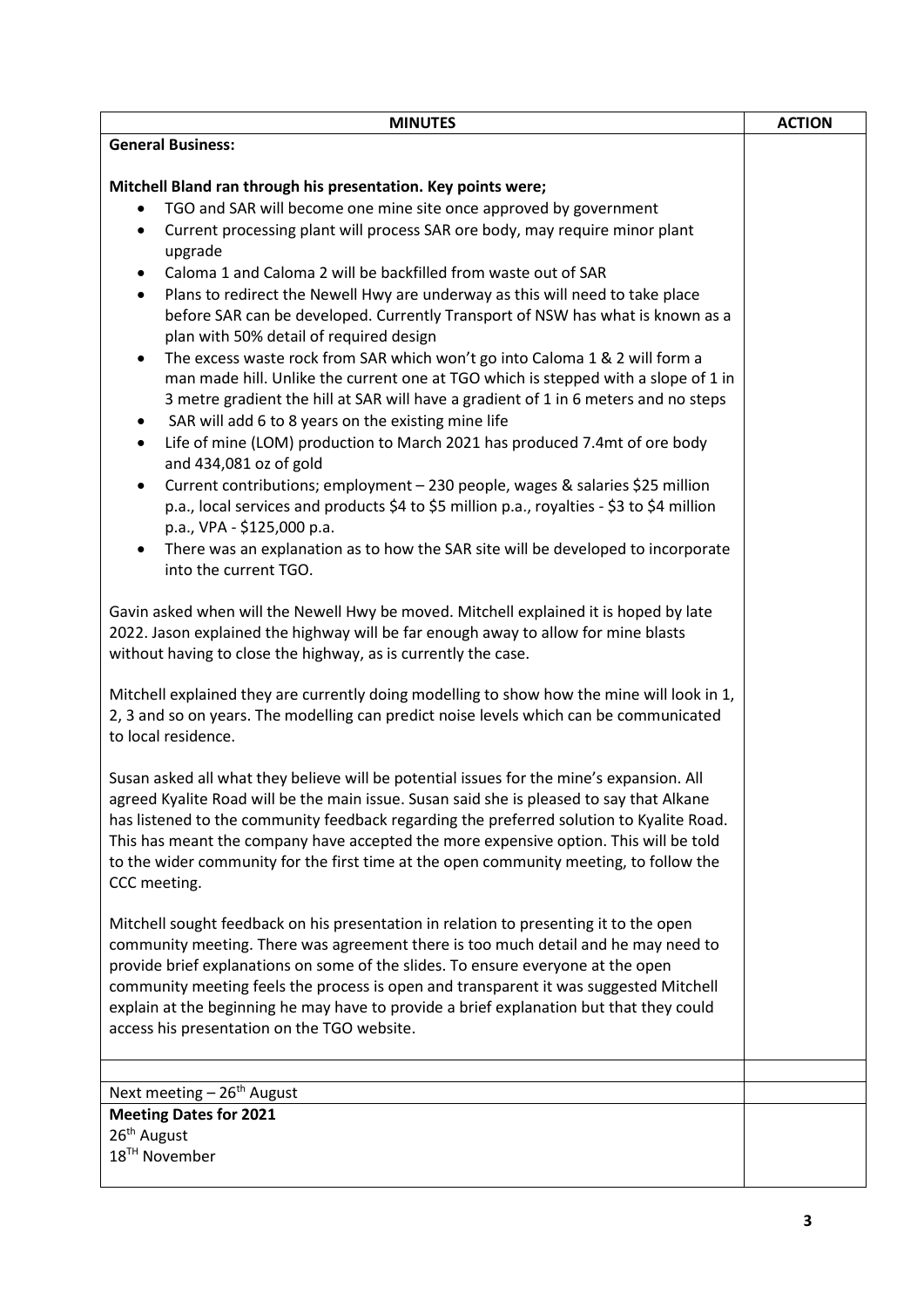| MINUTES | ACTION |
|---|---|
| **General Business:**<br><br>**Mitchell Bland ran through his presentation. Key points were;**<br>• TGO and SAR will become one mine site once approved by government<br>• Current processing plant will process SAR ore body, may require minor plant upgrade<br>• Caloma 1 and Caloma 2 will be backfilled from waste out of SAR<br>• Plans to redirect the Newell Hwy are underway as this will need to take place before SAR can be developed. Currently Transport of NSW has what is known as a plan with 50% detail of required design<br>• The excess waste rock from SAR which won't go into Caloma 1 & 2 will form a man made hill. Unlike the current one at TGO which is stepped with a slope of 1 in 3 metre gradient the hill at SAR will have a gradient of 1 in 6 meters and no steps<br>• SAR will add 6 to 8 years on the existing mine life<br>• Life of mine (LOM) production to March 2021 has produced 7.4mt of ore body and 434,081 oz of gold<br>• Current contributions; employment – 230 people, wages & salaries $25 million p.a., local services and products $4 to $5 million p.a., royalties - $3 to $4 million p.a., VPA - $125,000 p.a.<br>• There was an explanation as to how the SAR site will be developed to incorporate into the current TGO.<br><br>Gavin asked when will the Newell Hwy be moved. Mitchell explained it is hoped by late 2022. Jason explained the highway will be far enough away to allow for mine blasts without having to close the highway, as is currently the case.<br><br>Mitchell explained they are currently doing modelling to show how the mine will look in 1, 2, 3 and so on years. The modelling can predict noise levels which can be communicated to local residence.<br><br>Susan asked all what they believe will be potential issues for the mine's expansion. All agreed Kyalite Road will be the main issue. Susan said she is pleased to say that Alkane has listened to the community feedback regarding the preferred solution to Kyalite Road. This has meant the company have accepted the more expensive option. This will be told to the wider community for the first time at the open community meeting, to follow the CCC meeting.<br><br>Mitchell sought feedback on his presentation in relation to presenting it to the open community meeting. There was agreement there is too much detail and he may need to provide brief explanations on some of the slides. To ensure everyone at the open community meeting feels the process is open and transparent it was suggested Mitchell explain at the beginning he may have to provide a brief explanation but that they could access his presentation on the TGO website. | |
| | |
| Next meeting – 26th August | |
| **Meeting Dates for 2021**<br>26th August<br>18TH November | |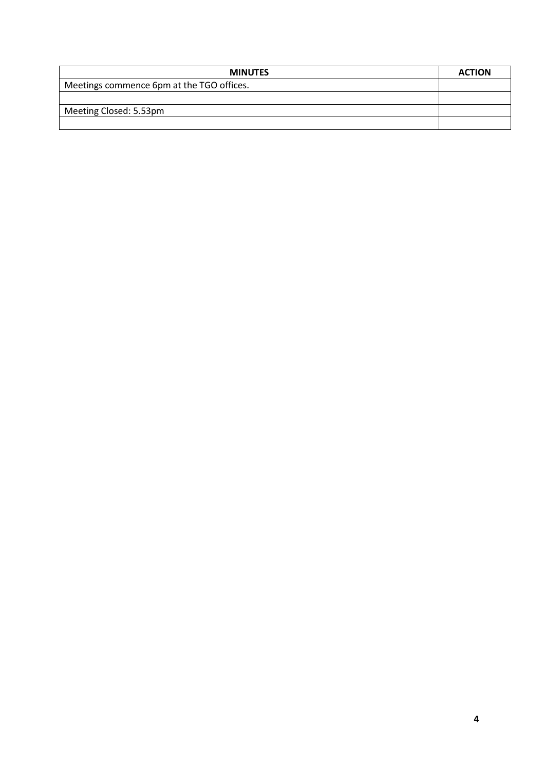| MINUTES | ACTION |
|---|---|
| Meetings commence 6pm at the TGO offices. | |
| | |
| Meeting Closed: 5.53pm | |
| | |